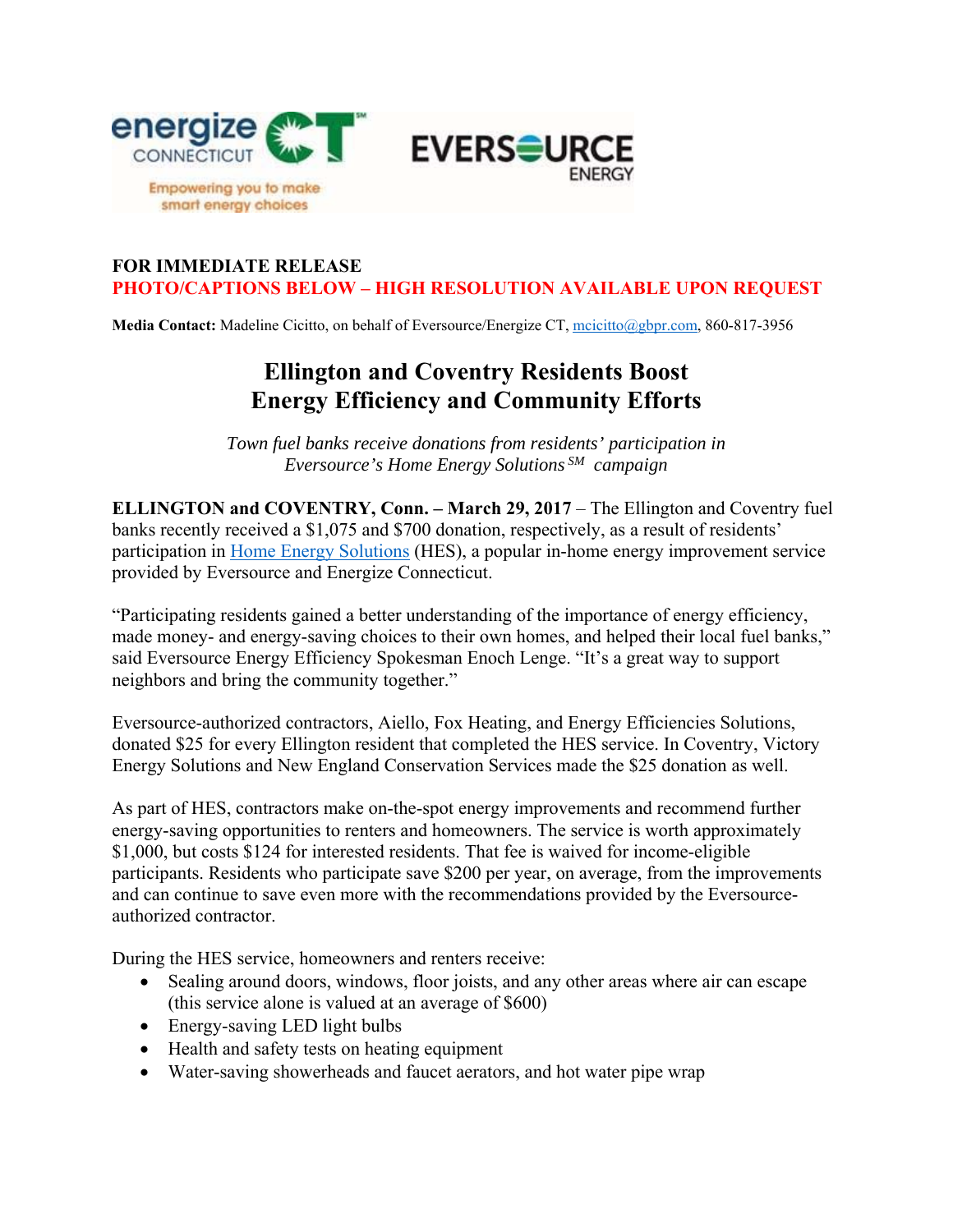**FOR IMMEDIATE RELEASE**
**PHOTO/CAPTIONS BELOW – HIGH RESOLUTION AVAILABLE UPON REQUEST**

**Media Contact:** Madeline Cicitto, on behalf of Eversource/Energize CT, mcicitto@gbpr.com, 860-817-3956

# Ellington and Coventry Residents Boost Energy Efficiency and Community Efforts

*Town fuel banks receive donations from residents' participation in Eversource's Home Energy Solutions SM campaign*

**ELLINGTON and COVENTRY, Conn. – March 29, 2017** – The Ellington and Coventry fuel banks recently received a $1,075 and $700 donation, respectively, as a result of residents' participation in Home Energy Solutions (HES), a popular in-home energy improvement service provided by Eversource and Energize Connecticut.

"Participating residents gained a better understanding of the importance of energy efficiency, made money- and energy-saving choices to their own homes, and helped their local fuel banks," said Eversource Energy Efficiency Spokesman Enoch Lenge. "It's a great way to support neighbors and bring the community together."

Eversource-authorized contractors, Aiello, Fox Heating, and Energy Efficiencies Solutions, donated $25 for every Ellington resident that completed the HES service. In Coventry, Victory Energy Solutions and New England Conservation Services made the $25 donation as well.

As part of HES, contractors make on-the-spot energy improvements and recommend further energy-saving opportunities to renters and homeowners. The service is worth approximately $1,000, but costs $124 for interested residents. That fee is waived for income-eligible participants. Residents who participate save $200 per year, on average, from the improvements and can continue to save even more with the recommendations provided by the Eversource-authorized contractor.

During the HES service, homeowners and renters receive:

- Sealing around doors, windows, floor joists, and any other areas where air can escape (this service alone is valued at an average of $600)
- Energy-saving LED light bulbs
- Health and safety tests on heating equipment
- Water-saving showerheads and faucet aerators, and hot water pipe wrap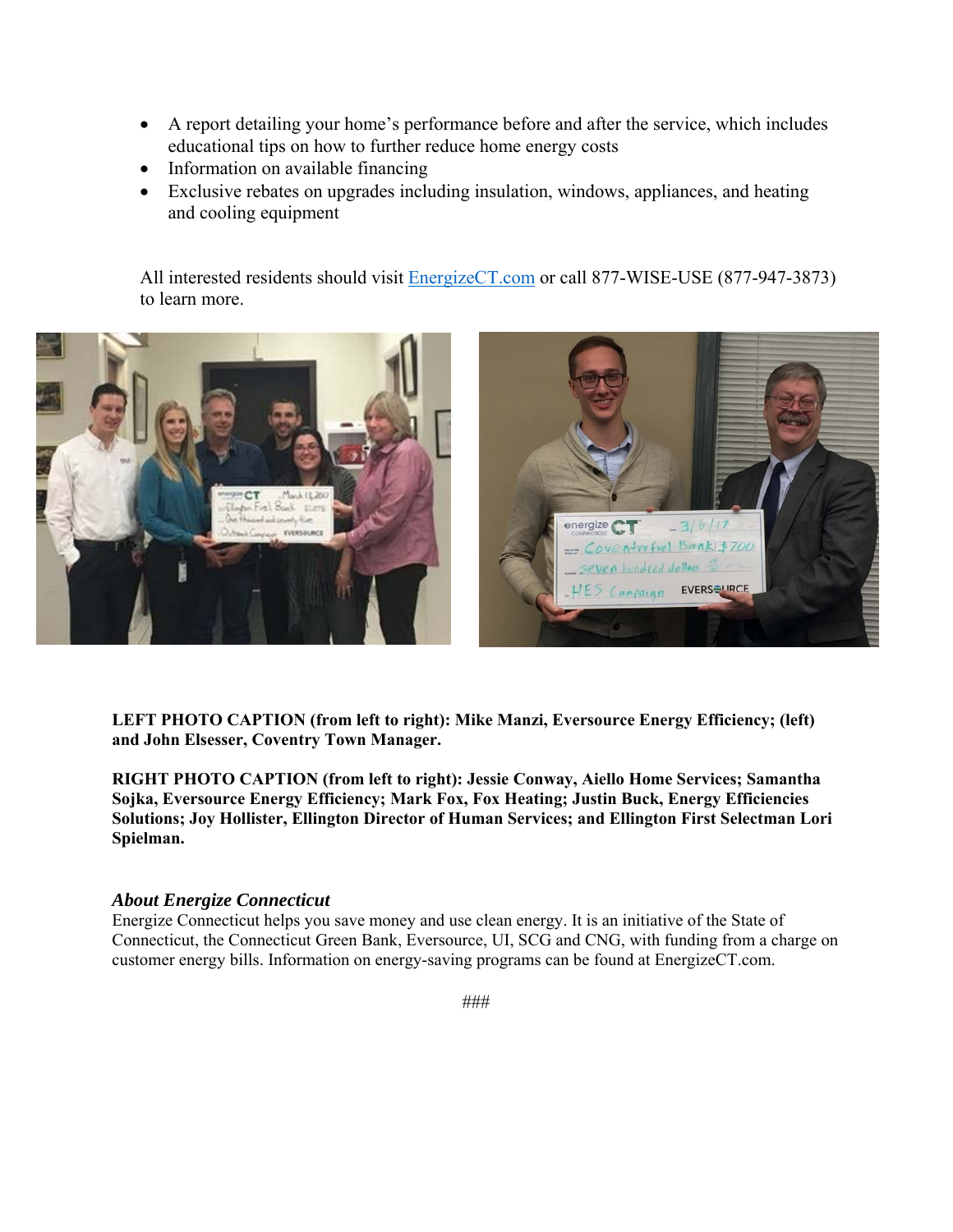- A report detailing your home's performance before and after the service, which includes educational tips on how to further reduce home energy costs
- Information on available financing
- Exclusive rebates on upgrades including insulation, windows, appliances, and heating and cooling equipment

All interested residents should visit [EnergizeCT.com](EnergizeCT.com) or call 877-WISE-USE (877-947-3873) to learn more.

**LEFT PHOTO CAPTION (from left to right): Mike Manzi, Eversource Energy Efficiency; (left) and John Elsesser, Coventry Town Manager.**

**RIGHT PHOTO CAPTION (from left to right): Jessie Conway, Aiello Home Services; Samantha Sojka, Eversource Energy Efficiency; Mark Fox, Fox Heating; Justin Buck, Energy Efficiencies Solutions; Joy Hollister, Ellington Director of Human Services; and Ellington First Selectman Lori Spielman.**

***About Energize Connecticut***

Energize Connecticut helps you save money and use clean energy. It is an initiative of the State of Connecticut, the Connecticut Green Bank, Eversource, UI, SCG and CNG, with funding from a charge on customer energy bills. Information on energy-saving programs can be found at EnergizeCT.com.

###